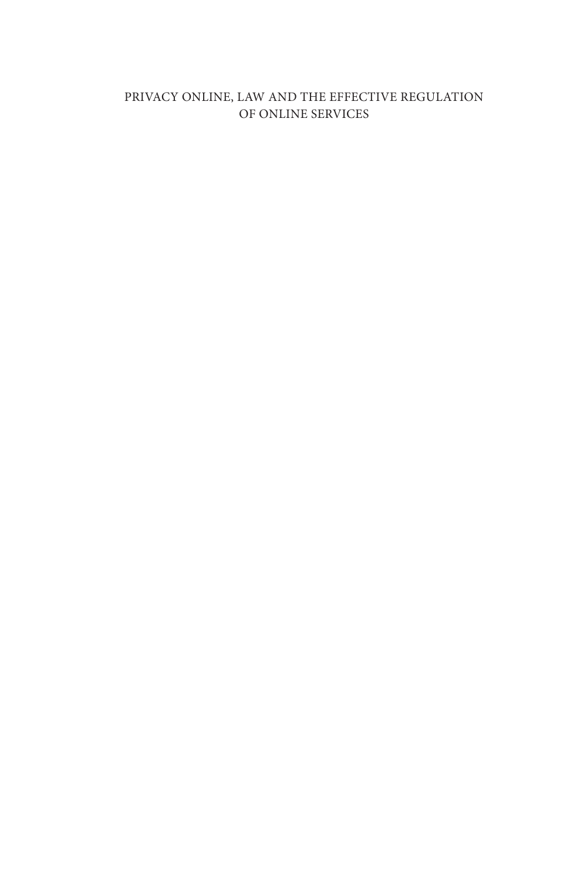# PRIVACY ONLINE, LAW AND THE EFFECTIVE REGULATION OF ONLINE SERVICES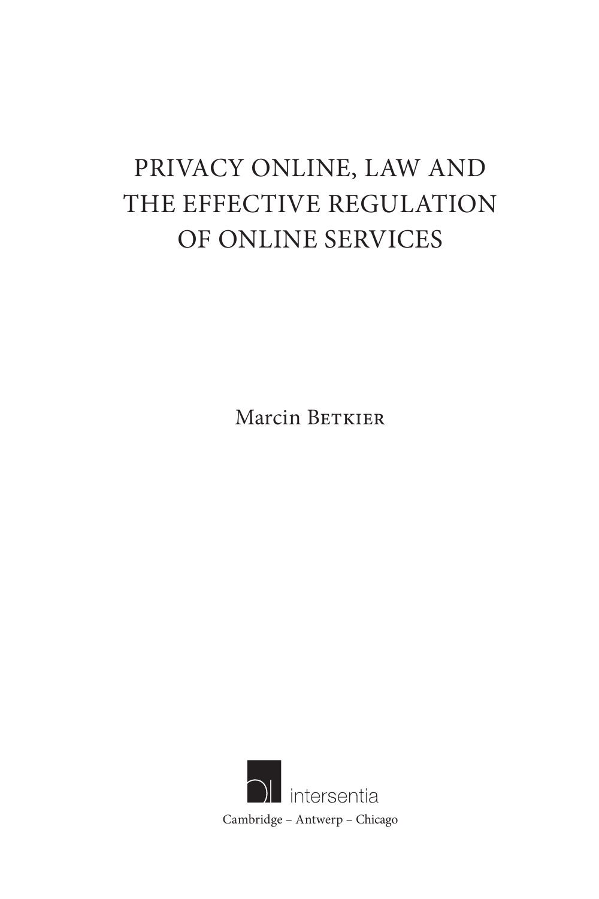# PRIVACY ONLINE, LAW AND THE EFFECTIVE REGULATION OF ONLINE SERVICES

Marcin Betkier

intersentia

Cambridge – Antwerp – Chicago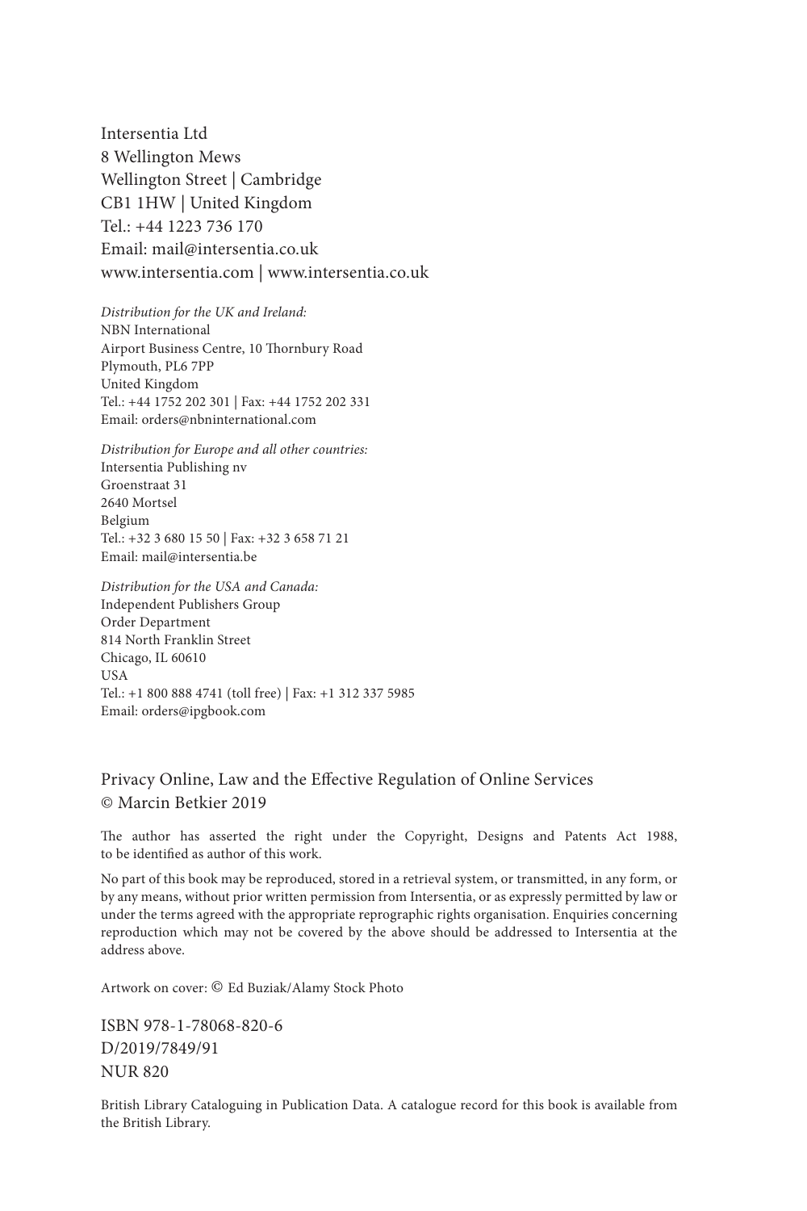Intersentia Ltd
8 Wellington Mews
Wellington Street | Cambridge
CB1 1HW | United Kingdom
Tel.: +44 1223 736 170
Email: mail@intersentia.co.uk
www.intersentia.com | www.intersentia.co.uk

*Distribution for the UK and Ireland:*
NBN International
Airport Business Centre, 10 Thornbury Road
Plymouth, PL6 7PP
United Kingdom
Tel.: +44 1752 202 301 | Fax: +44 1752 202 331
Email: orders@nbninternational.com

*Distribution for Europe and all other countries:*
Intersentia Publishing nv
Groenstraat 31
2640 Mortsel
Belgium
Tel.: +32 3 680 15 50 | Fax: +32 3 658 71 21
Email: mail@intersentia.be

*Distribution for the USA and Canada:*
Independent Publishers Group
Order Department
814 North Franklin Street
Chicago, IL 60610
USA
Tel.: +1 800 888 4741 (toll free) | Fax: +1 312 337 5985
Email: orders@ipgbook.com

Privacy Online, Law and the Effective Regulation of Online Services
© Marcin Betkier 2019

The author has asserted the right under the Copyright, Designs and Patents Act 1988, to be identified as author of this work.

No part of this book may be reproduced, stored in a retrieval system, or transmitted, in any form, or by any means, without prior written permission from Intersentia, or as expressly permitted by law or under the terms agreed with the appropriate reprographic rights organisation. Enquiries concerning reproduction which may not be covered by the above should be addressed to Intersentia at the address above.

Artwork on cover: © Ed Buziak/Alamy Stock Photo

ISBN 978-1-78068-820-6
D/2019/7849/91
NUR 820

British Library Cataloguing in Publication Data. A catalogue record for this book is available from the British Library.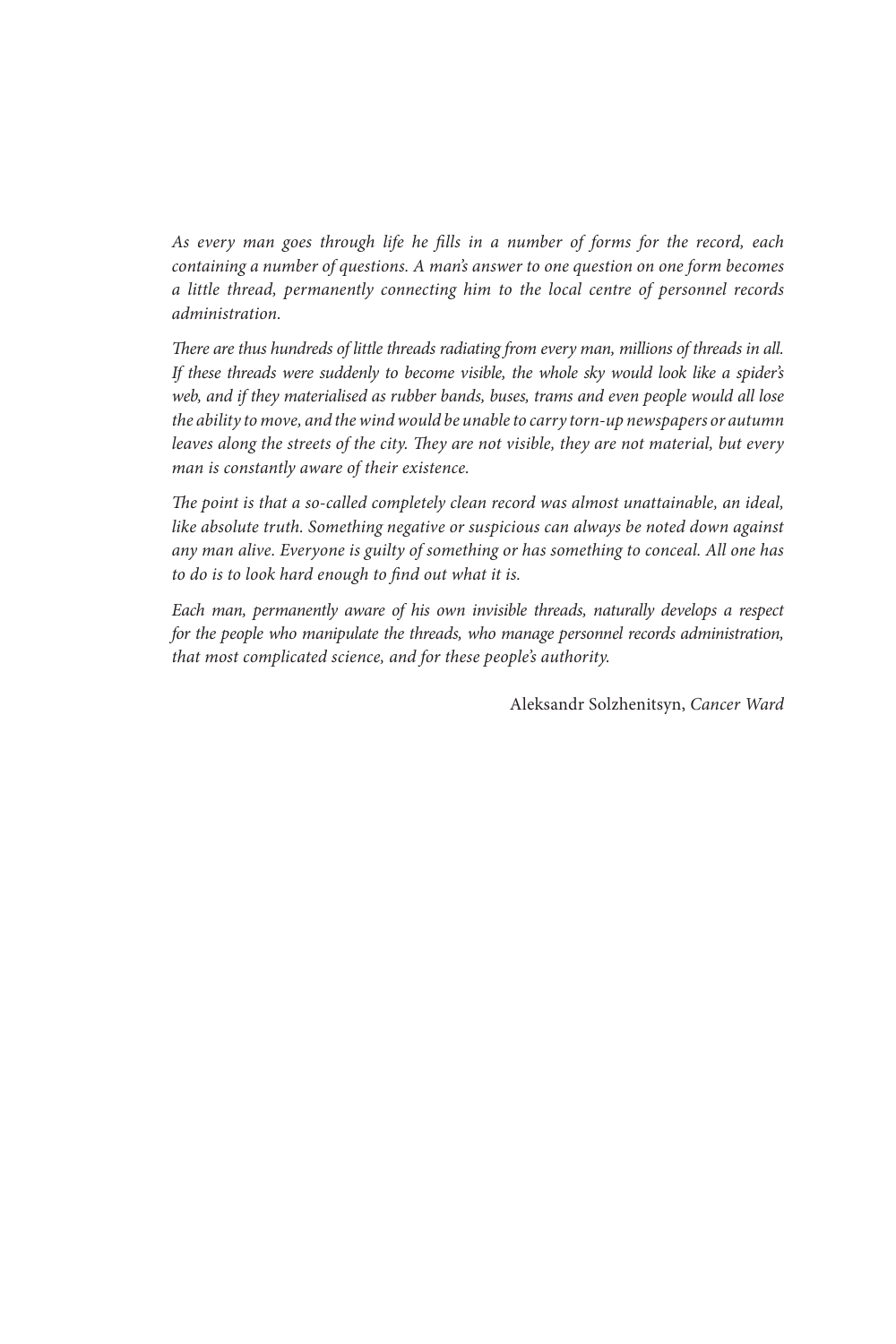*As every man goes through life he fills in a number of forms for the record, each containing a number of questions. A man's answer to one question on one form becomes a little thread, permanently connecting him to the local centre of personnel records administration.*

*There are thus hundreds of little threads radiating from every man, millions of threads in all. If these threads were suddenly to become visible, the whole sky would look like a spider's web, and if they materialised as rubber bands, buses, trams and even people would all lose the ability to move, and the wind would be unable to carry torn-up newspapers or autumn leaves along the streets of the city. They are not visible, they are not material, but every man is constantly aware of their existence.*

*The point is that a so-called completely clean record was almost unattainable, an ideal, like absolute truth. Something negative or suspicious can always be noted down against any man alive. Everyone is guilty of something or has something to conceal. All one has to do is to look hard enough to find out what it is.*

*Each man, permanently aware of his own invisible threads, naturally develops a respect for the people who manipulate the threads, who manage personnel records administration, that most complicated science, and for these people's authority.*

Aleksandr Solzhenitsyn, *Cancer Ward*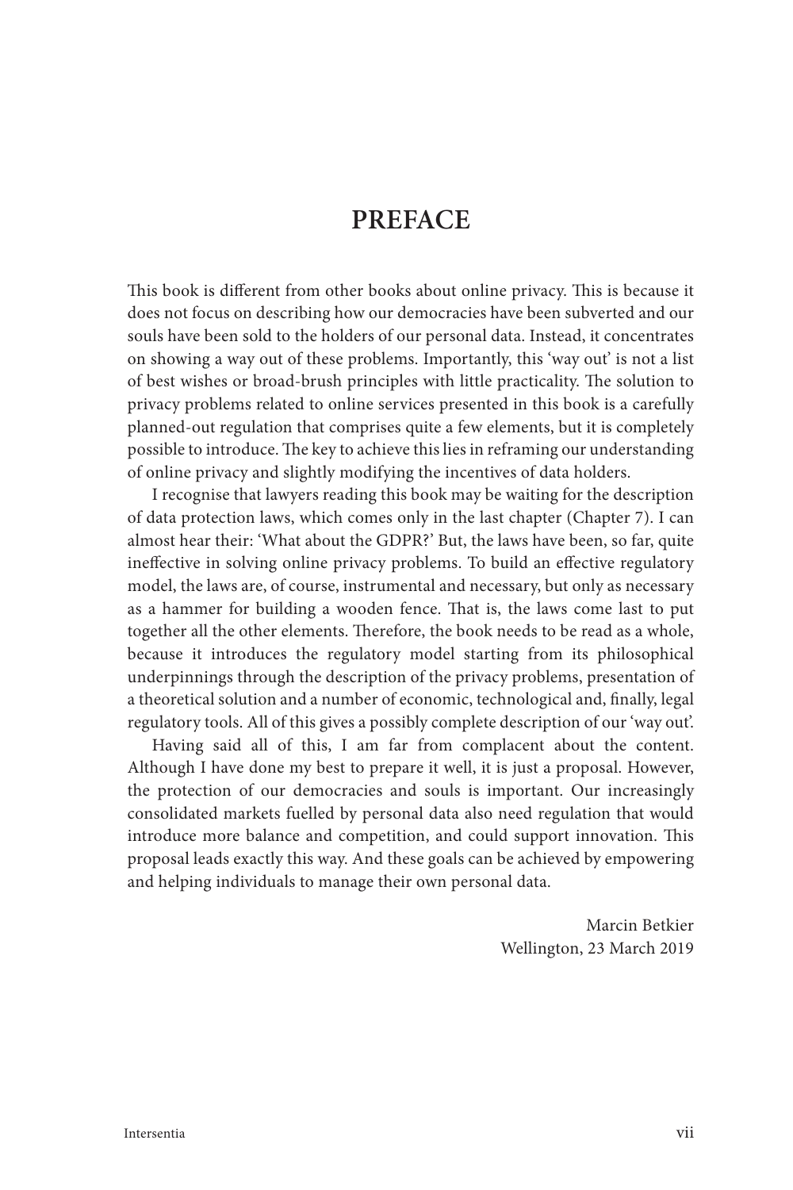# PREFACE

This book is different from other books about online privacy. This is because it does not focus on describing how our democracies have been subverted and our souls have been sold to the holders of our personal data. Instead, it concentrates on showing a way out of these problems. Importantly, this 'way out' is not a list of best wishes or broad-brush principles with little practicality. The solution to privacy problems related to online services presented in this book is a carefully planned-out regulation that comprises quite a few elements, but it is completely possible to introduce. The key to achieve this lies in reframing our understanding of online privacy and slightly modifying the incentives of data holders.

I recognise that lawyers reading this book may be waiting for the description of data protection laws, which comes only in the last chapter (Chapter 7). I can almost hear their: 'What about the GDPR?' But, the laws have been, so far, quite ineffective in solving online privacy problems. To build an effective regulatory model, the laws are, of course, instrumental and necessary, but only as necessary as a hammer for building a wooden fence. That is, the laws come last to put together all the other elements. Therefore, the book needs to be read as a whole, because it introduces the regulatory model starting from its philosophical underpinnings through the description of the privacy problems, presentation of a theoretical solution and a number of economic, technological and, finally, legal regulatory tools. All of this gives a possibly complete description of our 'way out'.

Having said all of this, I am far from complacent about the content. Although I have done my best to prepare it well, it is just a proposal. However, the protection of our democracies and souls is important. Our increasingly consolidated markets fuelled by personal data also need regulation that would introduce more balance and competition, and could support innovation. This proposal leads exactly this way. And these goals can be achieved by empowering and helping individuals to manage their own personal data.

Marcin Betkier
Wellington, 23 March 2019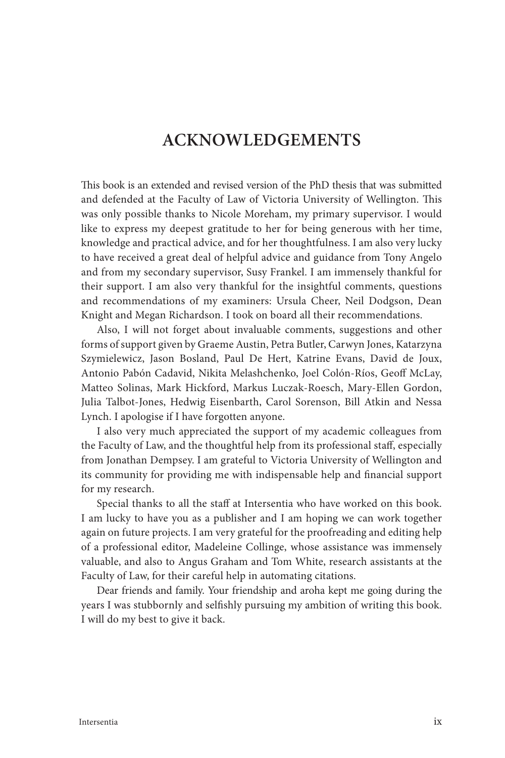# ACKNOWLEDGEMENTS

This book is an extended and revised version of the PhD thesis that was submitted and defended at the Faculty of Law of Victoria University of Wellington. This was only possible thanks to Nicole Moreham, my primary supervisor. I would like to express my deepest gratitude to her for being generous with her time, knowledge and practical advice, and for her thoughtfulness. I am also very lucky to have received a great deal of helpful advice and guidance from Tony Angelo and from my secondary supervisor, Susy Frankel. I am immensely thankful for their support. I am also very thankful for the insightful comments, questions and recommendations of my examiners: Ursula Cheer, Neil Dodgson, Dean Knight and Megan Richardson. I took on board all their recommendations.

Also, I will not forget about invaluable comments, suggestions and other forms of support given by Graeme Austin, Petra Butler, Carwyn Jones, Katarzyna Szymielewicz, Jason Bosland, Paul De Hert, Katrine Evans, David de Joux, Antonio Pabón Cadavid, Nikita Melashchenko, Joel Colón-Ríos, Geoff McLay, Matteo Solinas, Mark Hickford, Markus Luczak-Roesch, Mary-Ellen Gordon, Julia Talbot-Jones, Hedwig Eisenbarth, Carol Sorenson, Bill Atkin and Nessa Lynch. I apologise if I have forgotten anyone.

I also very much appreciated the support of my academic colleagues from the Faculty of Law, and the thoughtful help from its professional staff, especially from Jonathan Dempsey. I am grateful to Victoria University of Wellington and its community for providing me with indispensable help and financial support for my research.

Special thanks to all the staff at Intersentia who have worked on this book. I am lucky to have you as a publisher and I am hoping we can work together again on future projects. I am very grateful for the proofreading and editing help of a professional editor, Madeleine Collinge, whose assistance was immensely valuable, and also to Angus Graham and Tom White, research assistants at the Faculty of Law, for their careful help in automating citations.

Dear friends and family. Your friendship and aroha kept me going during the years I was stubbornly and selfishly pursuing my ambition of writing this book. I will do my best to give it back.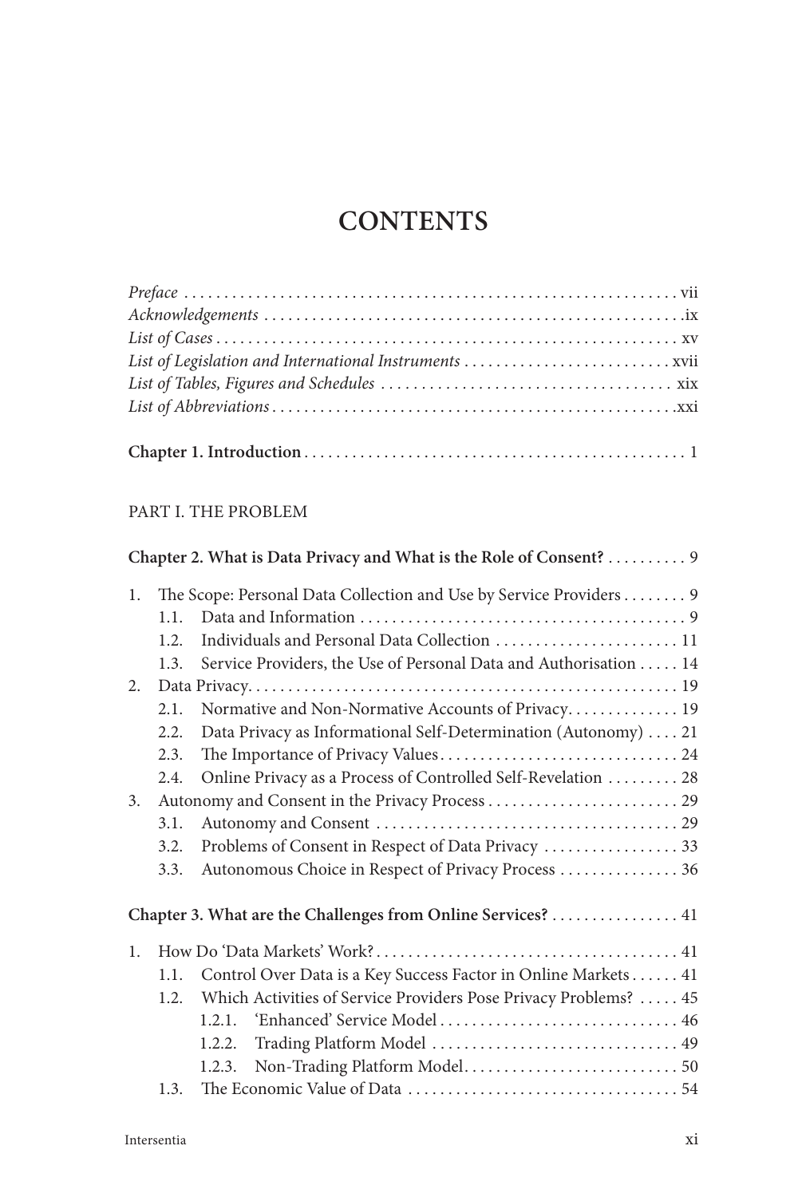# CONTENTS

*Preface* . . . . . . . . . . . . . . . . . . . . . . . . . . . . . . . . . . . . . . . . . . . . . . . . . . . . . . . . . . . . . vii
*Acknowledgements* . . . . . . . . . . . . . . . . . . . . . . . . . . . . . . . . . . . . . . . . . . . . . . . . . . . . . ix
*List of Cases* . . . . . . . . . . . . . . . . . . . . . . . . . . . . . . . . . . . . . . . . . . . . . . . . . . . . . . . . . . xv
*List of Legislation and International Instruments* . . . . . . . . . . . . . . . . . . . . . . . . . . xvii
*List of Tables, Figures and Schedules* . . . . . . . . . . . . . . . . . . . . . . . . . . . . . . . . . . . xix
*List of Abbreviations* . . . . . . . . . . . . . . . . . . . . . . . . . . . . . . . . . . . . . . . . . . . . . . . . . . xxi

**Chapter 1. Introduction** . . . . . . . . . . . . . . . . . . . . . . . . . . . . . . . . . . . . . . . . . . . . . . . . 1

PART I. THE PROBLEM

**Chapter 2. What is Data Privacy and What is the Role of Consent?** . . . . . . . . . . 9

1. The Scope: Personal Data Collection and Use by Service Providers . . . . . . . . 9
   - 1.1. Data and Information . . . . . . . . . . . . . . . . . . . . . . . . . . . . . . . . . . . . . . . . . 9
   - 1.2. Individuals and Personal Data Collection . . . . . . . . . . . . . . . . . . . . . . . 11
   - 1.3. Service Providers, the Use of Personal Data and Authorisation . . . . . 14
2. Data Privacy . . . . . . . . . . . . . . . . . . . . . . . . . . . . . . . . . . . . . . . . . . . . . . . . . . . . . 19
   - 2.1. Normative and Non-Normative Accounts of Privacy . . . . . . . . . . . . . . 19
   - 2.2. Data Privacy as Informational Self-Determination (Autonomy) . . . . 21
   - 2.3. The Importance of Privacy Values . . . . . . . . . . . . . . . . . . . . . . . . . . . . . . 24
   - 2.4. Online Privacy as a Process of Controlled Self-Revelation . . . . . . . . . 28
3. Autonomy and Consent in the Privacy Process . . . . . . . . . . . . . . . . . . . . . . . . 29
   - 3.1. Autonomy and Consent . . . . . . . . . . . . . . . . . . . . . . . . . . . . . . . . . . . . . . 29
   - 3.2. Problems of Consent in Respect of Data Privacy . . . . . . . . . . . . . . . . . 33
   - 3.3. Autonomous Choice in Respect of Privacy Process . . . . . . . . . . . . . . . 36

**Chapter 3. What are the Challenges from Online Services?** . . . . . . . . . . . . . . . . 41

1. How Do 'Data Markets' Work? . . . . . . . . . . . . . . . . . . . . . . . . . . . . . . . . . . . . . . 41
   - 1.1. Control Over Data is a Key Success Factor in Online Markets . . . . . . 41
   - 1.2. Which Activities of Service Providers Pose Privacy Problems? . . . . . 45
     - 1.2.1. 'Enhanced' Service Model . . . . . . . . . . . . . . . . . . . . . . . . . . . . . . 46
     - 1.2.2. Trading Platform Model . . . . . . . . . . . . . . . . . . . . . . . . . . . . . . . 49
     - 1.2.3. Non-Trading Platform Model . . . . . . . . . . . . . . . . . . . . . . . . . . . 50
   - 1.3. The Economic Value of Data . . . . . . . . . . . . . . . . . . . . . . . . . . . . . . . . . . 54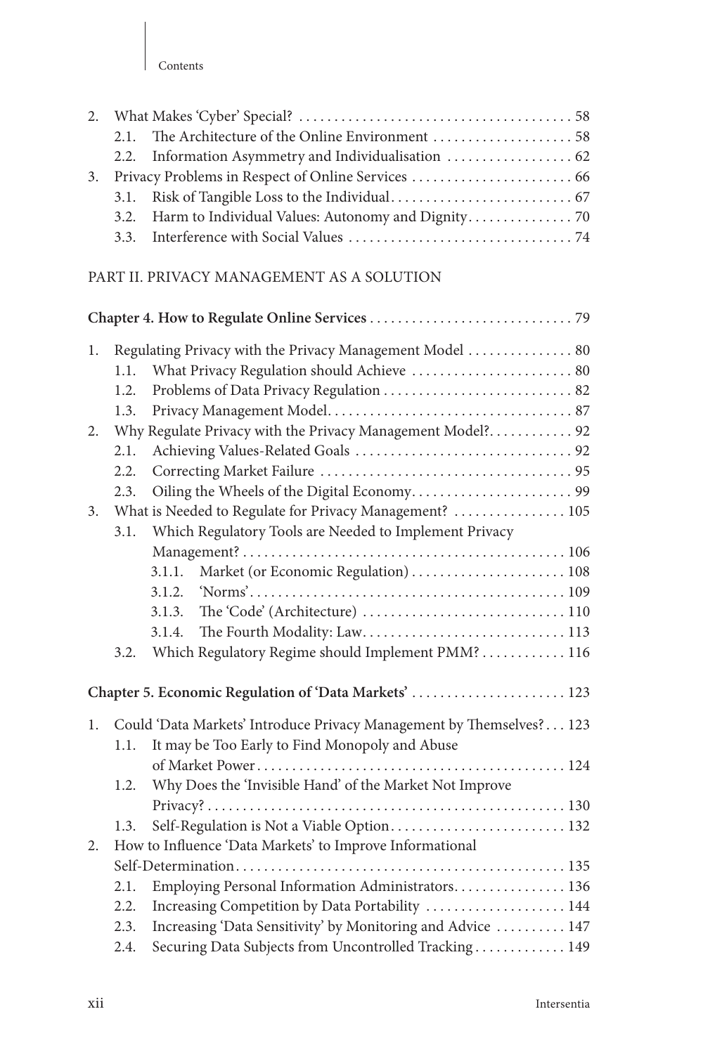2. What Makes 'Cyber' Special? .......................................... 58
   2.1. The Architecture of the Online Environment .......................... 58
   2.2. Information Asymmetry and Individualisation ......................... 62
3. Privacy Problems in Respect of Online Services ........................... 66
   3.1. Risk of Tangible Loss to the Individual .............................. 67
   3.2. Harm to Individual Values: Autonomy and Dignity ..................... 70
   3.3. Interference with Social Values ...................................... 74

PART II. PRIVACY MANAGEMENT AS A SOLUTION

**Chapter 4. How to Regulate Online Services** ................................ 79

1. Regulating Privacy with the Privacy Management Model ..................... 80
   1.1. What Privacy Regulation should Achieve ............................... 80
   1.2. Problems of Data Privacy Regulation .................................. 82
   1.3. Privacy Management Model .............................................. 87
2. Why Regulate Privacy with the Privacy Management Model? .................. 92
   2.1. Achieving Values-Related Goals ........................................ 92
   2.2. Correcting Market Failure ............................................. 95
   2.3. Oiling the Wheels of the Digital Economy .............................. 99
3. What is Needed to Regulate for Privacy Management? ...................... 105
   3.1. Which Regulatory Tools are Needed to Implement Privacy Management? .. 106
      3.1.1. Market (or Economic Regulation) ................................. 108
      3.1.2. 'Norms' ......................................................... 109
      3.1.3. The 'Code' (Architecture) ....................................... 110
      3.1.4. The Fourth Modality: Law ........................................ 113
   3.2. Which Regulatory Regime should Implement PMM? ........................ 116

**Chapter 5. Economic Regulation of 'Data Markets'** ......................... 123

1. Could 'Data Markets' Introduce Privacy Management by Themselves? ........ 123
   1.1. It may be Too Early to Find Monopoly and Abuse of Market Power ....... 124
   1.2. Why Does the 'Invisible Hand' of the Market Not Improve Privacy? ..... 130
   1.3. Self-Regulation is Not a Viable Option ............................... 132
2. How to Influence 'Data Markets' to Improve Informational Self-Determination ... 135
   2.1. Employing Personal Information Administrators ........................ 136
   2.2. Increasing Competition by Data Portability ........................... 144
   2.3. Increasing 'Data Sensitivity' by Monitoring and Advice ............... 147
   2.4. Securing Data Subjects from Uncontrolled Tracking .................... 149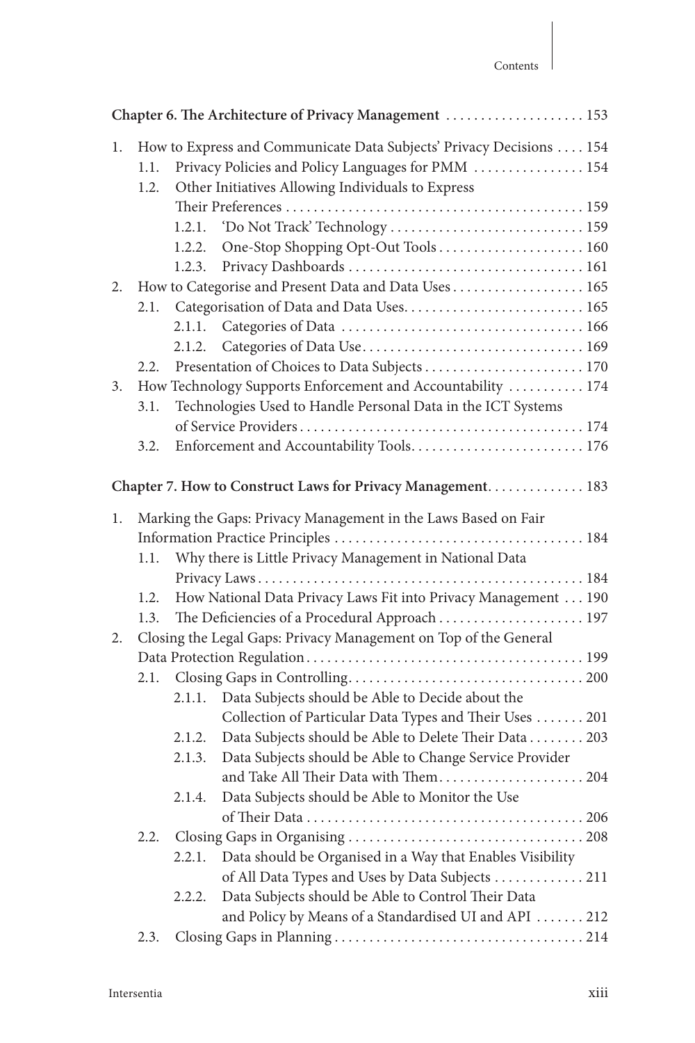**Chapter 6. The Architecture of Privacy Management** . . . . . . . . . . . . . . . . . . . . 153

1. How to Express and Communicate Data Subjects' Privacy Decisions . . . . 154
   1.1. Privacy Policies and Policy Languages for PMM . . . . . . . . . . . . . . . . 154
   1.2. Other Initiatives Allowing Individuals to Express Their Preferences . . . . . . . . . . . . . . . . . . . . . . . . . . . . . . . . . . . . . . . . . . . 159
      1.2.1. 'Do Not Track' Technology . . . . . . . . . . . . . . . . . . . . . . . . . . . . 159
      1.2.2. One-Stop Shopping Opt-Out Tools . . . . . . . . . . . . . . . . . . . . . 160
      1.2.3. Privacy Dashboards . . . . . . . . . . . . . . . . . . . . . . . . . . . . . . . . . . 161
2. How to Categorise and Present Data and Data Uses . . . . . . . . . . . . . . . . . . . 165
   2.1. Categorisation of Data and Data Uses. . . . . . . . . . . . . . . . . . . . . . . . . . 165
      2.1.1. Categories of Data . . . . . . . . . . . . . . . . . . . . . . . . . . . . . . . . . . . 166
      2.1.2. Categories of Data Use. . . . . . . . . . . . . . . . . . . . . . . . . . . . . . . . 169
   2.2. Presentation of Choices to Data Subjects . . . . . . . . . . . . . . . . . . . . . . . 170
3. How Technology Supports Enforcement and Accountability . . . . . . . . . . . 174
   3.1. Technologies Used to Handle Personal Data in the ICT Systems of Service Providers . . . . . . . . . . . . . . . . . . . . . . . . . . . . . . . . . . . . . . . . . 174
   3.2. Enforcement and Accountability Tools. . . . . . . . . . . . . . . . . . . . . . . . . 176

**Chapter 7. How to Construct Laws for Privacy Management**. . . . . . . . . . . . . 183

1. Marking the Gaps: Privacy Management in the Laws Based on Fair Information Practice Principles . . . . . . . . . . . . . . . . . . . . . . . . . . . . . . . . . . . . 184
   1.1. Why there is Little Privacy Management in National Data Privacy Laws . . . . . . . . . . . . . . . . . . . . . . . . . . . . . . . . . . . . . . . . . . . . . . 184
   1.2. How National Data Privacy Laws Fit into Privacy Management . . . 190
   1.3. The Deficiencies of a Procedural Approach . . . . . . . . . . . . . . . . . . . . . 197
2. Closing the Legal Gaps: Privacy Management on Top of the General Data Protection Regulation . . . . . . . . . . . . . . . . . . . . . . . . . . . . . . . . . . . . . . . . 199
   2.1. Closing Gaps in Controlling. . . . . . . . . . . . . . . . . . . . . . . . . . . . . . . . . . 200
      2.1.1. Data Subjects should be Able to Decide about the Collection of Particular Data Types and Their Uses . . . . . . . 201
      2.1.2. Data Subjects should be Able to Delete Their Data . . . . . . . . 203
      2.1.3. Data Subjects should be Able to Change Service Provider and Take All Their Data with Them. . . . . . . . . . . . . . . . . . . . . 204
      2.1.4. Data Subjects should be Able to Monitor the Use of Their Data . . . . . . . . . . . . . . . . . . . . . . . . . . . . . . . . . . . . . . . . 206
   2.2. Closing Gaps in Organising . . . . . . . . . . . . . . . . . . . . . . . . . . . . . . . . . . 208
      2.2.1. Data should be Organised in a Way that Enables Visibility of All Data Types and Uses by Data Subjects . . . . . . . . . . . . . 211
      2.2.2. Data Subjects should be Able to Control Their Data and Policy by Means of a Standardised UI and API . . . . . . . 212
   2.3. Closing Gaps in Planning . . . . . . . . . . . . . . . . . . . . . . . . . . . . . . . . . . . . 214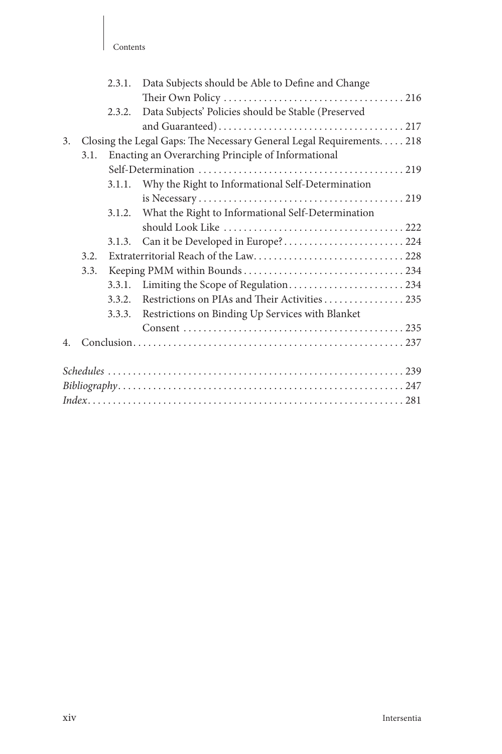2.3.1. Data Subjects should be Able to Define and Change Their Own Policy . . . . . . . . . . . . . . . . . . . . . . . . . . . . . . . . . . . . 216
2.3.2. Data Subjects' Policies should be Stable (Preserved and Guaranteed) . . . . . . . . . . . . . . . . . . . . . . . . . . . . . . . . . . . . 217

3. Closing the Legal Gaps: The Necessary General Legal Requirements. . . . . 218
   3.1. Enacting an Overarching Principle of Informational Self-Determination . . . . . . . . . . . . . . . . . . . . . . . . . . . . . . . . . . . . . . . . . 219
      3.1.1. Why the Right to Informational Self-Determination is Necessary . . . . . . . . . . . . . . . . . . . . . . . . . . . . . . . . . . . . . . . . . 219
      3.1.2. What the Right to Informational Self-Determination should Look Like . . . . . . . . . . . . . . . . . . . . . . . . . . . . . . . . . . . 222
      3.1.3. Can it be Developed in Europe? . . . . . . . . . . . . . . . . . . . . . . . . 224
   3.2. Extraterritorial Reach of the Law. . . . . . . . . . . . . . . . . . . . . . . . . . . . . 228
   3.3. Keeping PMM within Bounds . . . . . . . . . . . . . . . . . . . . . . . . . . . . . . . 234
      3.3.1. Limiting the Scope of Regulation. . . . . . . . . . . . . . . . . . . . . . . 234
      3.3.2. Restrictions on PIAs and Their Activities . . . . . . . . . . . . . . . . 235
      3.3.3. Restrictions on Binding Up Services with Blanket Consent . . . . . . . . . . . . . . . . . . . . . . . . . . . . . . . . . . . . . . . . . . . 235

4. Conclusion. . . . . . . . . . . . . . . . . . . . . . . . . . . . . . . . . . . . . . . . . . . . . . . . . . . . . 237

*Schedules* . . . . . . . . . . . . . . . . . . . . . . . . . . . . . . . . . . . . . . . . . . . . . . . . . . . . . . . . . 239
*Bibliography*. . . . . . . . . . . . . . . . . . . . . . . . . . . . . . . . . . . . . . . . . . . . . . . . . . . . . . . 247
*Index*. . . . . . . . . . . . . . . . . . . . . . . . . . . . . . . . . . . . . . . . . . . . . . . . . . . . . . . . . . . . . 281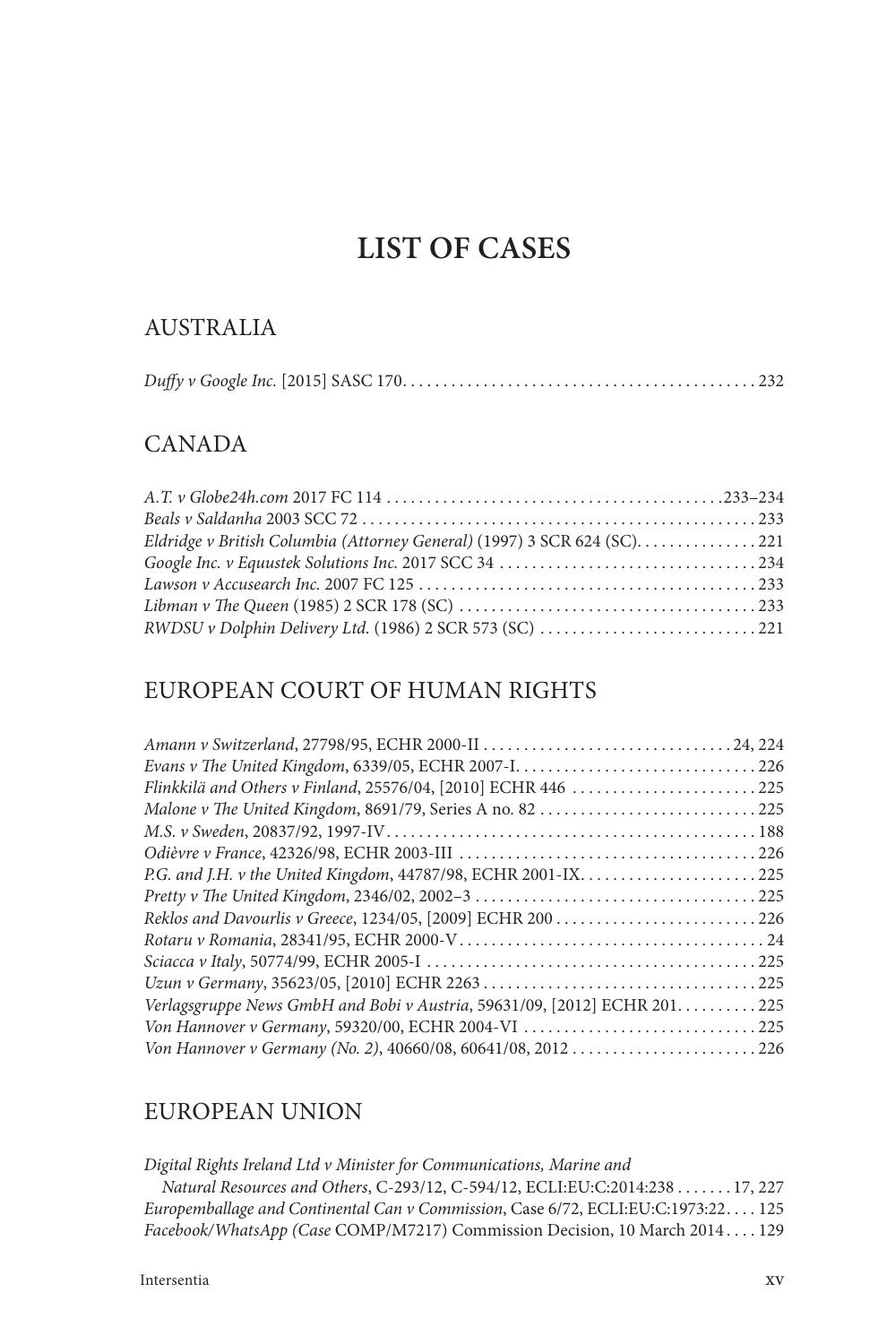# LIST OF CASES

## AUSTRALIA

*Duffy v Google Inc.* [2015] SASC 170 . . . . . . . . . . . . . . . . . . . . . . . . . . . . . . . . . . . . . . . . . . 232

## CANADA

*A.T. v Globe24h.com* 2017 FC 114 . . . . . . . . . . . . . . . . . . . . . . . . . . . . . . . . . . . . . . . . .233–234
*Beals v Saldanha* 2003 SCC 72 . . . . . . . . . . . . . . . . . . . . . . . . . . . . . . . . . . . . . . . . . . . . . . . 233
*Eldridge v British Columbia (Attorney General)* (1997) 3 SCR 624 (SC). . . . . . . . . . . . . . . 221
*Google Inc. v Equustek Solutions Inc.* 2017 SCC 34 . . . . . . . . . . . . . . . . . . . . . . . . . . . . . . . 234
*Lawson v Accusearch Inc.* 2007 FC 125 . . . . . . . . . . . . . . . . . . . . . . . . . . . . . . . . . . . . . . . . . 233
*Libman v The Queen* (1985) 2 SCR 178 (SC) . . . . . . . . . . . . . . . . . . . . . . . . . . . . . . . . . . . . 233
*RWDSU v Dolphin Delivery Ltd.* (1986) 2 SCR 573 (SC) . . . . . . . . . . . . . . . . . . . . . . . . . . . 221

## EUROPEAN COURT OF HUMAN RIGHTS

*Amann v Switzerland*, 27798/95, ECHR 2000-II . . . . . . . . . . . . . . . . . . . . . . . . . . . . . . . 24, 224
*Evans v The United Kingdom*, 6339/05, ECHR 2007-I. . . . . . . . . . . . . . . . . . . . . . . . . . . . . . 226
*Flinkkilä and Others v Finland*, 25576/04, [2010] ECHR 446 . . . . . . . . . . . . . . . . . . . . . . . 225
*Malone v The United Kingdom*, 8691/79, Series A no. 82 . . . . . . . . . . . . . . . . . . . . . . . . . . . 225
*M.S. v Sweden*, 20837/92, 1997-IV . . . . . . . . . . . . . . . . . . . . . . . . . . . . . . . . . . . . . . . . . . . . . 188
*Odièvre v France*, 42326/98, ECHR 2003-III . . . . . . . . . . . . . . . . . . . . . . . . . . . . . . . . . . . . 226
*P.G. and J.H. v the United Kingdom*, 44787/98, ECHR 2001-IX. . . . . . . . . . . . . . . . . . . . . . 225
*Pretty v The United Kingdom*, 2346/02, 2002–3 . . . . . . . . . . . . . . . . . . . . . . . . . . . . . . . . . . 225
*Reklos and Davourlis v Greece*, 1234/05, [2009] ECHR 200 . . . . . . . . . . . . . . . . . . . . . . . . . 226
*Rotaru v Romania*, 28341/95, ECHR 2000-V . . . . . . . . . . . . . . . . . . . . . . . . . . . . . . . . . . . . . . 24
*Sciacca v Italy*, 50774/99, ECHR 2005-I . . . . . . . . . . . . . . . . . . . . . . . . . . . . . . . . . . . . . . . . . 225
*Uzun v Germany*, 35623/05, [2010] ECHR 2263 . . . . . . . . . . . . . . . . . . . . . . . . . . . . . . . . . . 225
*Verlagsgruppe News GmbH and Bobi v Austria*, 59631/09, [2012] ECHR 201. . . . . . . . . . 225
*Von Hannover v Germany*, 59320/00, ECHR 2004-VI . . . . . . . . . . . . . . . . . . . . . . . . . . . . . 225
*Von Hannover v Germany (No. 2)*, 40660/08, 60641/08, 2012 . . . . . . . . . . . . . . . . . . . . . . . 226

## EUROPEAN UNION

*Digital Rights Ireland Ltd v Minister for Communications, Marine and Natural Resources and Others*, C-293/12, C-594/12, ECLI:EU:C:2014:238 . . . . . . . 17, 227
*Europemballage and Continental Can v Commission*, Case 6/72, ECLI:EU:C:1973:22. . . . 125
*Facebook/WhatsApp (Case* COMP/M7217) Commission Decision, 10 March 2014 . . . . 129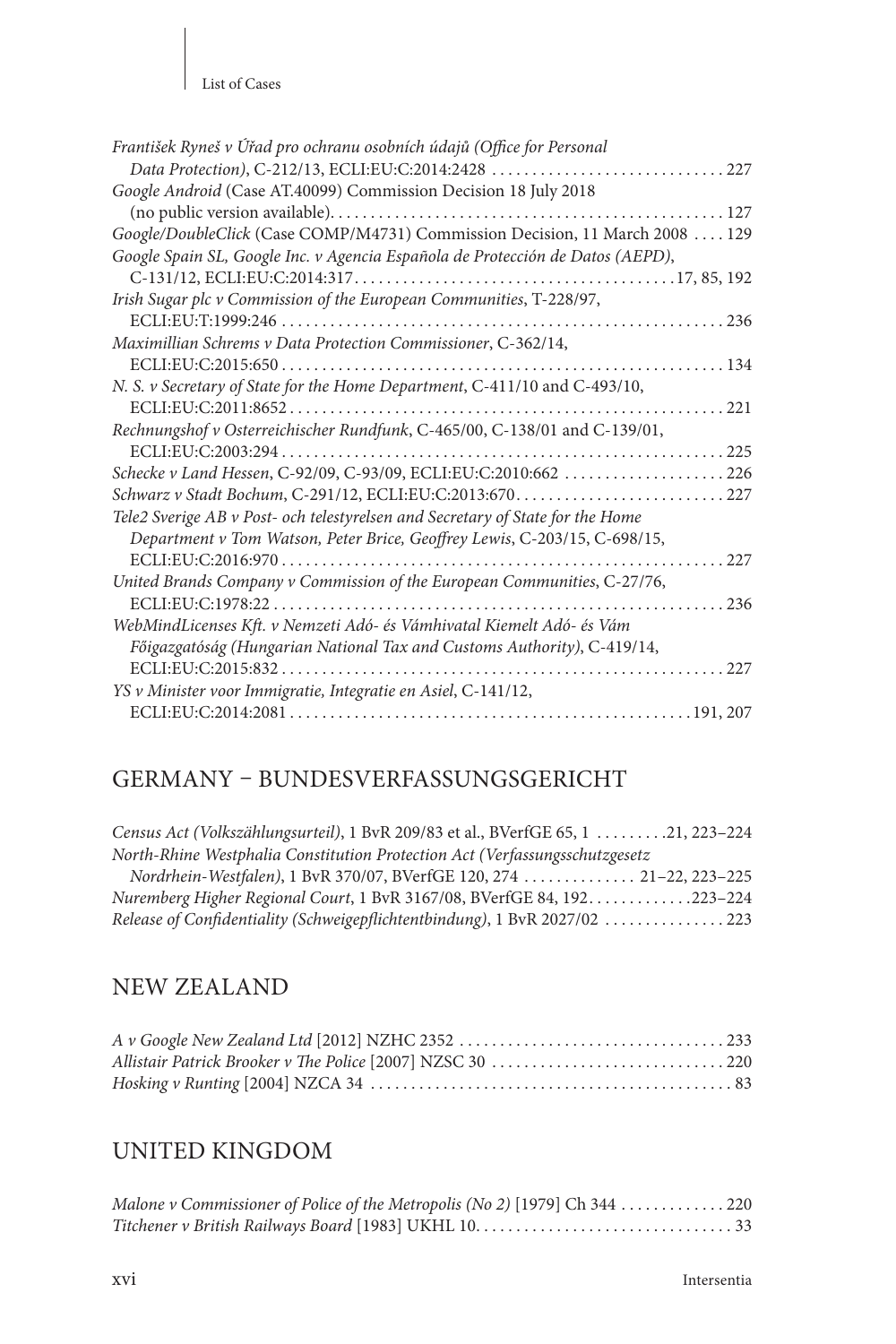*František Ryneš v Úřad pro ochranu osobních údajů (Office for Personal Data Protection)*, C-212/13, ECLI:EU:C:2014:2428 . . . . . . . . . . . . . . . . . . . . . . . . . . . . . 227

*Google Android* (Case AT.40099) Commission Decision 18 July 2018 (no public version available). . . . . . . . . . . . . . . . . . . . . . . . . . . . . . . . . . . . . . . . . . . . . . . . . 127

*Google/DoubleClick* (Case COMP/M4731) Commission Decision, 11 March 2008 . . . . 129

*Google Spain SL, Google Inc. v Agencia Española de Protección de Datos (AEPD)*, C-131/12, ECLI:EU:C:2014:317. . . . . . . . . . . . . . . . . . . . . . . . . . . . . . . . . . . . . . . .17, 85, 192

*Irish Sugar plc v Commission of the European Communities*, T-228/97, ECLI:EU:T:1999:246 . . . . . . . . . . . . . . . . . . . . . . . . . . . . . . . . . . . . . . . . . . . . . . . . . . . . . . 236

*Maximillian Schrems v Data Protection Commissioner*, C-362/14, ECLI:EU:C:2015:650 . . . . . . . . . . . . . . . . . . . . . . . . . . . . . . . . . . . . . . . . . . . . . . . . . . . . . 134

*N. S. v Secretary of State for the Home Department*, C-411/10 and C-493/10, ECLI:EU:C:2011:8652 . . . . . . . . . . . . . . . . . . . . . . . . . . . . . . . . . . . . . . . . . . . . . . . . . . . . 221

*Rechnungshof v Osterreichischer Rundfunk*, C-465/00, C-138/01 and C-139/01, ECLI:EU:C:2003:294 . . . . . . . . . . . . . . . . . . . . . . . . . . . . . . . . . . . . . . . . . . . . . . . . . . . . . . 225

*Schecke v Land Hessen*, C-92/09, C-93/09, ECLI:EU:C:2010:662 . . . . . . . . . . . . . . . . . . . . 226

*Schwarz v Stadt Bochum*, C-291/12, ECLI:EU:C:2013:670. . . . . . . . . . . . . . . . . . . . . . . . . . 227

*Tele2 Sverige AB v Post- och telestyrelsen and Secretary of State for the Home Department v Tom Watson, Peter Brice, Geoffrey Lewis*, C-203/15, C-698/15, ECLI:EU:C:2016:970 . . . . . . . . . . . . . . . . . . . . . . . . . . . . . . . . . . . . . . . . . . . . . . . . . . . . . . 227

*United Brands Company v Commission of the European Communities*, C-27/76, ECLI:EU:C:1978:22 . . . . . . . . . . . . . . . . . . . . . . . . . . . . . . . . . . . . . . . . . . . . . . . . . . . . . . . 236

*WebMindLicenses Kft. v Nemzeti Adó- és Vámhivatal Kiemelt Adó- és Vám Főigazgatóság (Hungarian National Tax and Customs Authority)*, C-419/14, ECLI:EU:C:2015:832 . . . . . . . . . . . . . . . . . . . . . . . . . . . . . . . . . . . . . . . . . . . . . . . . . . . . . . 227

*YS v Minister voor Immigratie, Integratie en Asiel*, C-141/12, ECLI:EU:C:2014:2081 . . . . . . . . . . . . . . . . . . . . . . . . . . . . . . . . . . . . . . . . . . . . . . . . . .191, 207

## GERMANY – BUNDESVERFASSUNGSGERICHT

*Census Act (Volkszählungsurteil)*, 1 BvR 209/83 et al., BVerfGE 65, 1 . . . . . . . . .21, 223–224

*North-Rhine Westphalia Constitution Protection Act (Verfassungsschutzgesetz Nordrhein-Westfalen)*, 1 BvR 370/07, BVerfGE 120, 274 . . . . . . . . . . . . . . 21–22, 223–225

*Nuremberg Higher Regional Court*, 1 BvR 3167/08, BVerfGE 84, 192. . . . . . . . . . . . .223–224

*Release of Confidentiality (Schweigepflichtentbindung)*, 1 BvR 2027/02 . . . . . . . . . . . . . . . 223

## NEW ZEALAND

*A v Google New Zealand Ltd* [2012] NZHC 2352 . . . . . . . . . . . . . . . . . . . . . . . . . . . . . . . . . 233

*Allistair Patrick Brooker v The Police* [2007] NZSC 30 . . . . . . . . . . . . . . . . . . . . . . . . . . . . . 220

*Hosking v Runting* [2004] NZCA 34 . . . . . . . . . . . . . . . . . . . . . . . . . . . . . . . . . . . . . . . . . . . . . 83

## UNITED KINGDOM

*Malone v Commissioner of Police of the Metropolis (No 2)* [1979] Ch 344 . . . . . . . . . . . . . 220

*Titchener v British Railways Board* [1983] UKHL 10. . . . . . . . . . . . . . . . . . . . . . . . . . . . . . . . 33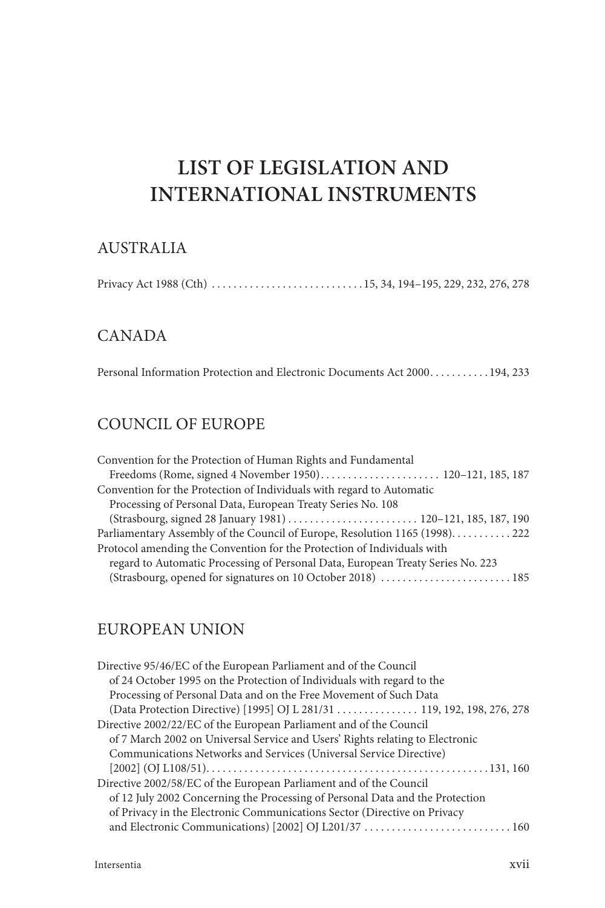# LIST OF LEGISLATION AND INTERNATIONAL INSTRUMENTS

## AUSTRALIA

Privacy Act 1988 (Cth) . . . . . . . . . . . . . . . . . . . . . . . . . . . .15, 34, 194–195, 229, 232, 276, 278

## CANADA

Personal Information Protection and Electronic Documents Act 2000. . . . . . . . . . .194, 233

## COUNCIL OF EUROPE

Convention for the Protection of Human Rights and Fundamental Freedoms (Rome, signed 4 November 1950). . . . . . . . . . . . . . . . . . . . . . 120–121, 185, 187

Convention for the Protection of Individuals with regard to Automatic Processing of Personal Data, European Treaty Series No. 108 (Strasbourg, signed 28 January 1981) . . . . . . . . . . . . . . . . . . . . . . . . 120–121, 185, 187, 190

Parliamentary Assembly of the Council of Europe, Resolution 1165 (1998). . . . . . . . . . . 222

Protocol amending the Convention for the Protection of Individuals with regard to Automatic Processing of Personal Data, European Treaty Series No. 223 (Strasbourg, opened for signatures on 10 October 2018) . . . . . . . . . . . . . . . . . . . . . . . . 185

## EUROPEAN UNION

Directive 95/46/EC of the European Parliament and of the Council of 24 October 1995 on the Protection of Individuals with regard to the Processing of Personal Data and on the Free Movement of Such Data (Data Protection Directive) [1995] OJ L 281/31 . . . . . . . . . . . . . . . 119, 192, 198, 276, 278

Directive 2002/22/EC of the European Parliament and of the Council of 7 March 2002 on Universal Service and Users' Rights relating to Electronic Communications Networks and Services (Universal Service Directive) [2002] (OJ L108/51). . . . . . . . . . . . . . . . . . . . . . . . . . . . . . . . . . . . . . . . . . . . . . . . . . . .131, 160

Directive 2002/58/EC of the European Parliament and of the Council of 12 July 2002 Concerning the Processing of Personal Data and the Protection of Privacy in the Electronic Communications Sector (Directive on Privacy and Electronic Communications) [2002] OJ L201/37 . . . . . . . . . . . . . . . . . . . . . . . . . . . 160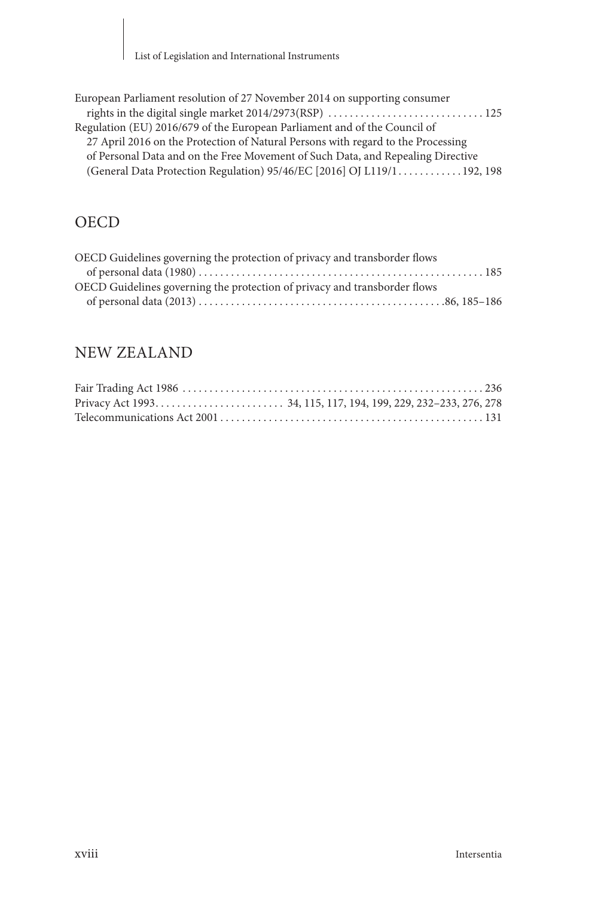European Parliament resolution of 27 November 2014 on supporting consumer rights in the digital single market 2014/2973(RSP) . . . . . . . . . . . . . . . . . . . . . . . . . . . . . 125

Regulation (EU) 2016/679 of the European Parliament and of the Council of 27 April 2016 on the Protection of Natural Persons with regard to the Processing of Personal Data and on the Free Movement of Such Data, and Repealing Directive (General Data Protection Regulation) 95/46/EC [2016] OJ L119/1 . . . . . . . . . . . . 192, 198

## OECD

OECD Guidelines governing the protection of privacy and transborder flows of personal data (1980) . . . . . . . . . . . . . . . . . . . . . . . . . . . . . . . . . . . . . . . . . . . . . . . . . . . . . 185

OECD Guidelines governing the protection of privacy and transborder flows of personal data (2013) . . . . . . . . . . . . . . . . . . . . . . . . . . . . . . . . . . . . . . . . . . . . . .86, 185–186

## NEW ZEALAND

Fair Trading Act 1986 . . . . . . . . . . . . . . . . . . . . . . . . . . . . . . . . . . . . . . . . . . . . . . . . . . . . . . . 236

Privacy Act 1993. . . . . . . . . . . . . . . . . . . . . . . . 34, 115, 117, 194, 199, 229, 232–233, 276, 278

Telecommunications Act 2001 . . . . . . . . . . . . . . . . . . . . . . . . . . . . . . . . . . . . . . . . . . . . . . . . . 131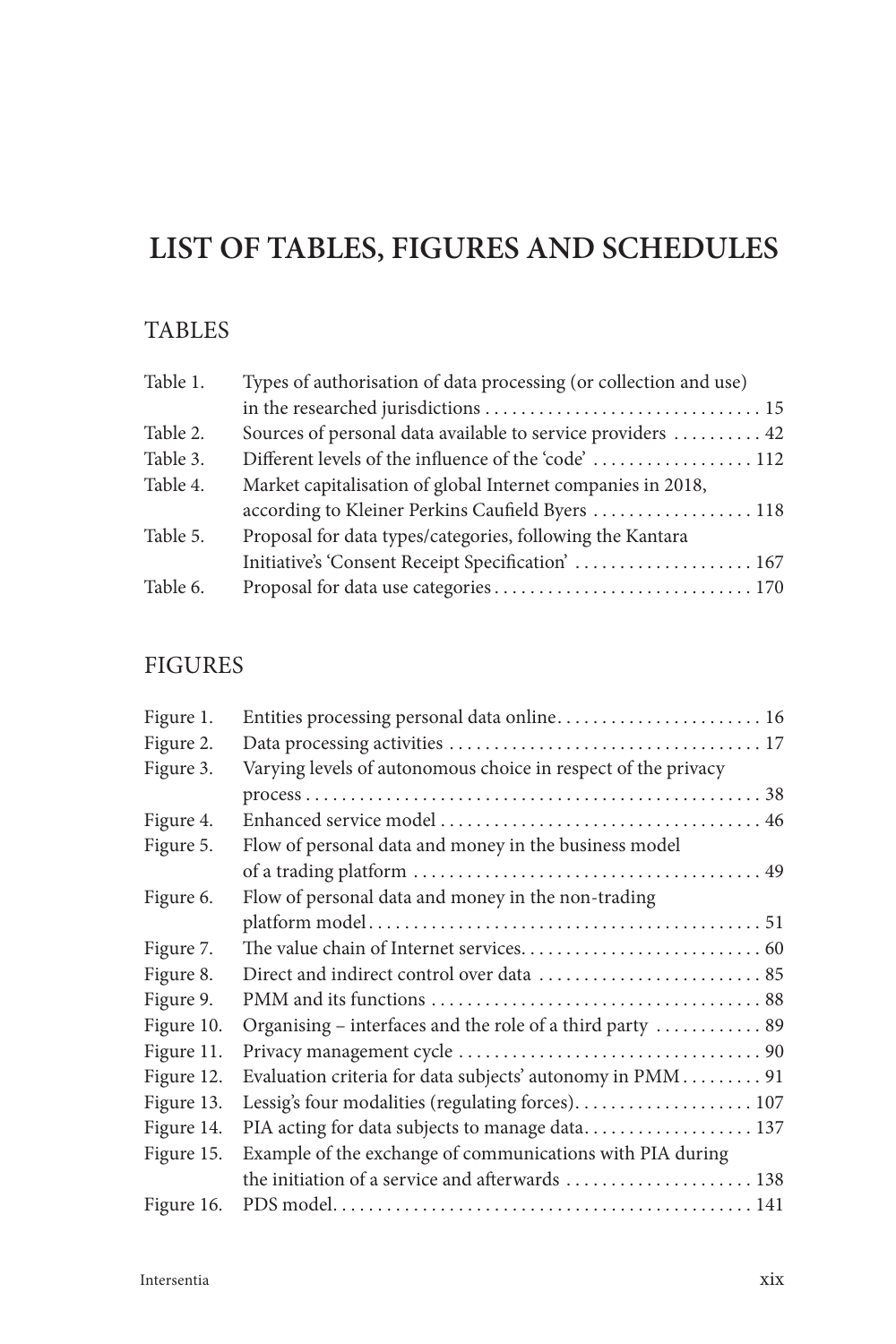# LIST OF TABLES, FIGURES AND SCHEDULES

## TABLES

| | | |
|---|---|---|
| Table 1. | Types of authorisation of data processing (or collection and use) in the researched jurisdictions | 15 |
| Table 2. | Sources of personal data available to service providers | 42 |
| Table 3. | Different levels of the influence of the 'code' | 112 |
| Table 4. | Market capitalisation of global Internet companies in 2018, according to Kleiner Perkins Caufield Byers | 118 |
| Table 5. | Proposal for data types/categories, following the Kantara Initiative's 'Consent Receipt Specification' | 167 |
| Table 6. | Proposal for data use categories | 170 |

## FIGURES

| | | |
|---|---|---|
| Figure 1. | Entities processing personal data online | 16 |
| Figure 2. | Data processing activities | 17 |
| Figure 3. | Varying levels of autonomous choice in respect of the privacy process | 38 |
| Figure 4. | Enhanced service model | 46 |
| Figure 5. | Flow of personal data and money in the business model of a trading platform | 49 |
| Figure 6. | Flow of personal data and money in the non-trading platform model | 51 |
| Figure 7. | The value chain of Internet services | 60 |
| Figure 8. | Direct and indirect control over data | 85 |
| Figure 9. | PMM and its functions | 88 |
| Figure 10. | Organising – interfaces and the role of a third party | 89 |
| Figure 11. | Privacy management cycle | 90 |
| Figure 12. | Evaluation criteria for data subjects' autonomy in PMM | 91 |
| Figure 13. | Lessig's four modalities (regulating forces) | 107 |
| Figure 14. | PIA acting for data subjects to manage data | 137 |
| Figure 15. | Example of the exchange of communications with PIA during the initiation of a service and afterwards | 138 |
| Figure 16. | PDS model | 141 |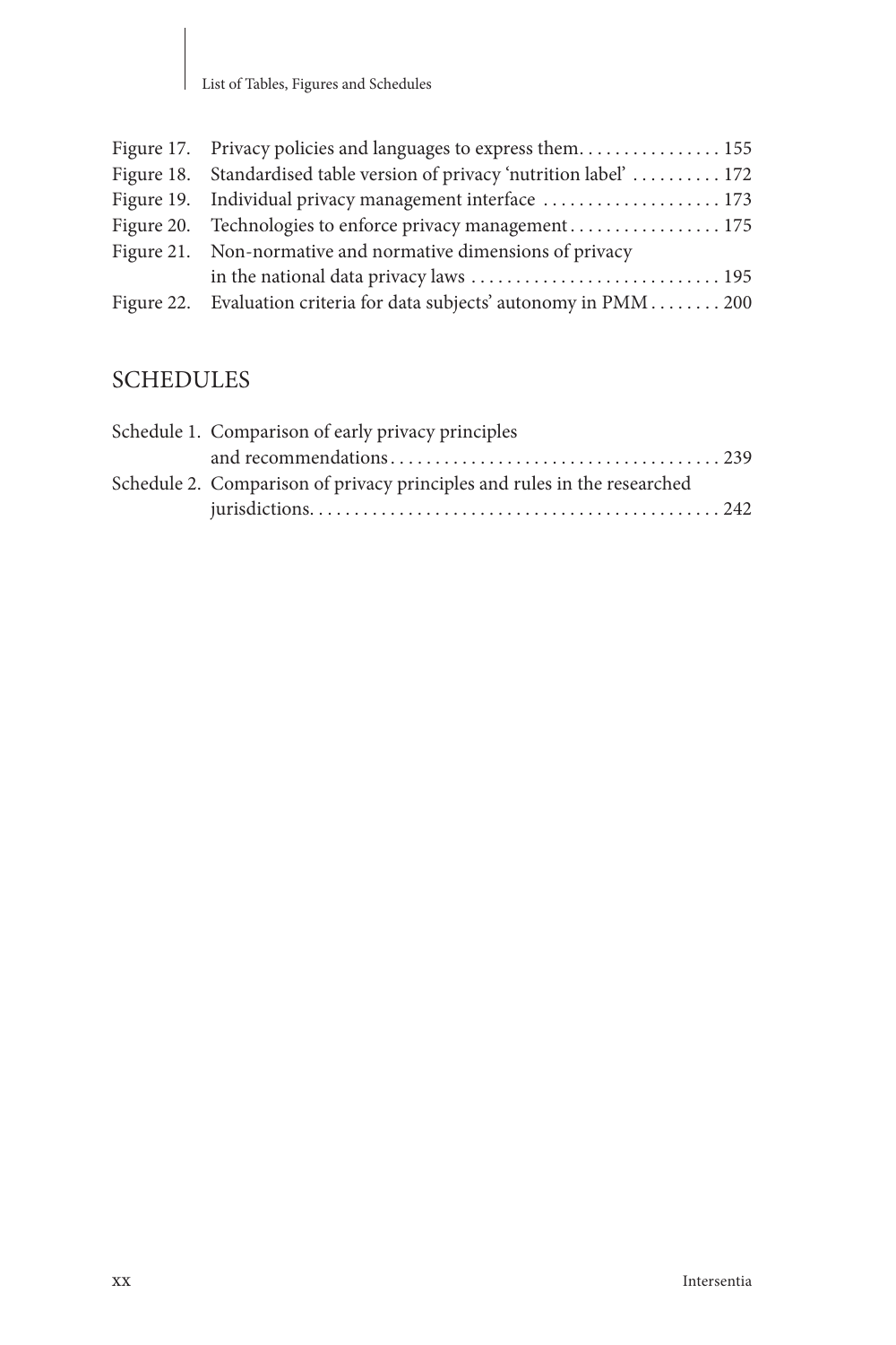Figure 17. Privacy policies and languages to express them. . . . . . . . . . . . . . . . 155
Figure 18. Standardised table version of privacy 'nutrition label' . . . . . . . . . . 172
Figure 19. Individual privacy management interface . . . . . . . . . . . . . . . . . . . . 173
Figure 20. Technologies to enforce privacy management . . . . . . . . . . . . . . . . . 175
Figure 21. Non-normative and normative dimensions of privacy in the national data privacy laws . . . . . . . . . . . . . . . . . . . . . . . . . . . . 195
Figure 22. Evaluation criteria for data subjects' autonomy in PMM . . . . . . . . 200

## SCHEDULES

Schedule 1. Comparison of early privacy principles and recommendations . . . . . . . . . . . . . . . . . . . . . . . . . . . . . . . . . . . . . 239
Schedule 2. Comparison of privacy principles and rules in the researched jurisdictions. . . . . . . . . . . . . . . . . . . . . . . . . . . . . . . . . . . . . . . . . . . . . 242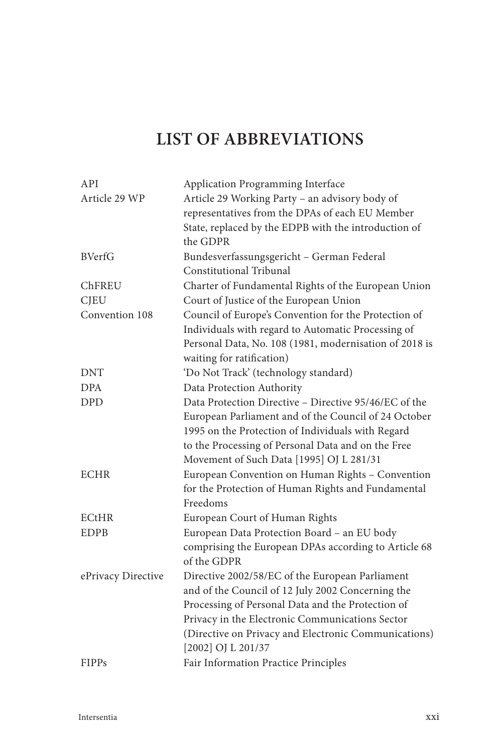# LIST OF ABBREVIATIONS

| | |
|---|---|
| API | Application Programming Interface |
| Article 29 WP | Article 29 Working Party – an advisory body of representatives from the DPAs of each EU Member State, replaced by the EDPB with the introduction of the GDPR |
| BVerfG | Bundesverfassungsgericht – German Federal Constitutional Tribunal |
| ChFREU | Charter of Fundamental Rights of the European Union |
| CJEU | Court of Justice of the European Union |
| Convention 108 | Council of Europe's Convention for the Protection of Individuals with regard to Automatic Processing of Personal Data, No. 108 (1981, modernisation of 2018 is waiting for ratification) |
| DNT | 'Do Not Track' (technology standard) |
| DPA | Data Protection Authority |
| DPD | Data Protection Directive – Directive 95/46/EC of the European Parliament and of the Council of 24 October 1995 on the Protection of Individuals with Regard to the Processing of Personal Data and on the Free Movement of Such Data [1995] OJ L 281/31 |
| ECHR | European Convention on Human Rights – Convention for the Protection of Human Rights and Fundamental Freedoms |
| ECtHR | European Court of Human Rights |
| EDPB | European Data Protection Board – an EU body comprising the European DPAs according to Article 68 of the GDPR |
| ePrivacy Directive | Directive 2002/58/EC of the European Parliament and of the Council of 12 July 2002 Concerning the Processing of Personal Data and the Protection of Privacy in the Electronic Communications Sector (Directive on Privacy and Electronic Communications) [2002] OJ L 201/37 |
| FIPPs | Fair Information Practice Principles |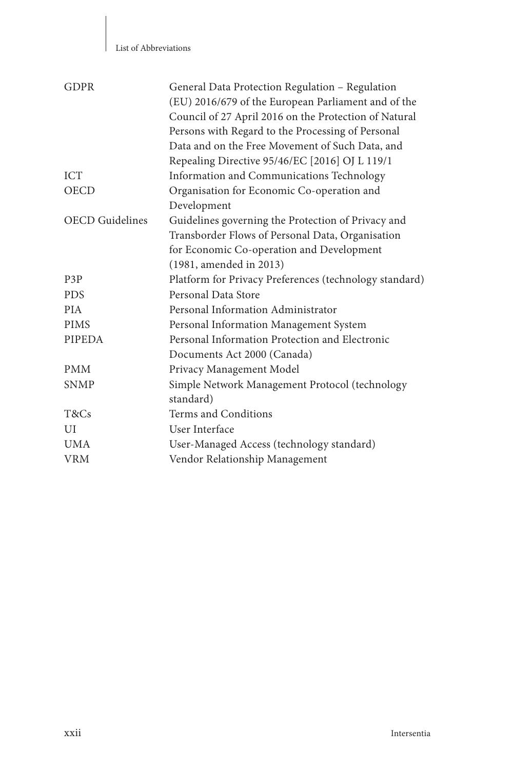| | |
|---|---|
| GDPR | General Data Protection Regulation – Regulation (EU) 2016/679 of the European Parliament and of the Council of 27 April 2016 on the Protection of Natural Persons with Regard to the Processing of Personal Data and on the Free Movement of Such Data, and Repealing Directive 95/46/EC [2016] OJ L 119/1 |
| ICT | Information and Communications Technology |
| OECD | Organisation for Economic Co-operation and Development |
| OECD Guidelines | Guidelines governing the Protection of Privacy and Transborder Flows of Personal Data, Organisation for Economic Co-operation and Development (1981, amended in 2013) |
| P3P | Platform for Privacy Preferences (technology standard) |
| PDS | Personal Data Store |
| PIA | Personal Information Administrator |
| PIMS | Personal Information Management System |
| PIPEDA | Personal Information Protection and Electronic Documents Act 2000 (Canada) |
| PMM | Privacy Management Model |
| SNMP | Simple Network Management Protocol (technology standard) |
| T&Cs | Terms and Conditions |
| UI | User Interface |
| UMA | User-Managed Access (technology standard) |
| VRM | Vendor Relationship Management |